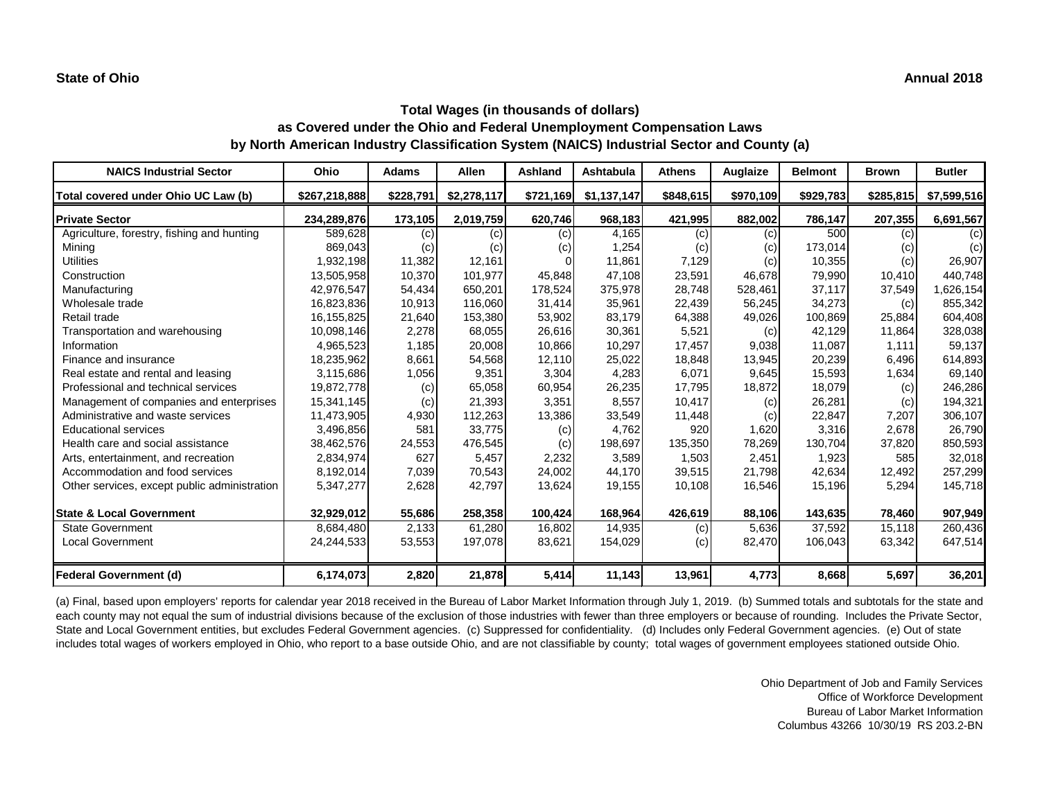State of Ohio

Annual 2018

## Total Wages (in thousands of dollars)
## as Covered under the Ohio and Federal Unemployment Compensation Laws
## by North American Industry Classification System (NAICS) Industrial Sector and County (a)

| NAICS Industrial Sector | Ohio | Adams | Allen | Ashland | Ashtabula | Athens | Auglaize | Belmont | Brown | Butler |
|---|---|---|---|---|---|---|---|---|---|---|
| Total covered under Ohio UC Law (b) | $267,218,888 | $228,791 | $2,278,117 | $721,169 | $1,137,147 | $848,615 | $970,109 | $929,783 | $285,815 | $7,599,516 |
| **Private Sector** | 234,289,876 | 173,105 | 2,019,759 | 620,746 | 968,183 | 421,995 | 882,002 | 786,147 | 207,355 | 6,691,567 |
| Agriculture, forestry, fishing and hunting | 589,628 | (c) | (c) | (c) | 4,165 | (c) | (c) | 500 | (c) | (c) |
| Mining | 869,043 | (c) | (c) | (c) | 1,254 | (c) | (c) | 173,014 | (c) | (c) |
| Utilities | 1,932,198 | 11,382 | 12,161 | 0 | 11,861 | 7,129 | (c) | 10,355 | (c) | 26,907 |
| Construction | 13,505,958 | 10,370 | 101,977 | 45,848 | 47,108 | 23,591 | 46,678 | 79,990 | 10,410 | 440,748 |
| Manufacturing | 42,976,547 | 54,434 | 650,201 | 178,524 | 375,978 | 28,748 | 528,461 | 37,117 | 37,549 | 1,626,154 |
| Wholesale trade | 16,823,836 | 10,913 | 116,060 | 31,414 | 35,961 | 22,439 | 56,245 | 34,273 | (c) | 855,342 |
| Retail trade | 16,155,825 | 21,640 | 153,380 | 53,902 | 83,179 | 64,388 | 49,026 | 100,869 | 25,884 | 604,408 |
| Transportation and warehousing | 10,098,146 | 2,278 | 68,055 | 26,616 | 30,361 | 5,521 | (c) | 42,129 | 11,864 | 328,038 |
| Information | 4,965,523 | 1,185 | 20,008 | 10,866 | 10,297 | 17,457 | 9,038 | 11,087 | 1,111 | 59,137 |
| Finance and insurance | 18,235,962 | 8,661 | 54,568 | 12,110 | 25,022 | 18,848 | 13,945 | 20,239 | 6,496 | 614,893 |
| Real estate and rental and leasing | 3,115,686 | 1,056 | 9,351 | 3,304 | 4,283 | 6,071 | 9,645 | 15,593 | 1,634 | 69,140 |
| Professional and technical services | 19,872,778 | (c) | 65,058 | 60,954 | 26,235 | 17,795 | 18,872 | 18,079 | (c) | 246,286 |
| Management of companies and enterprises | 15,341,145 | (c) | 21,393 | 3,351 | 8,557 | 10,417 | (c) | 26,281 | (c) | 194,321 |
| Administrative and waste services | 11,473,905 | 4,930 | 112,263 | 13,386 | 33,549 | 11,448 | (c) | 22,847 | 7,207 | 306,107 |
| Educational services | 3,496,856 | 581 | 33,775 | (c) | 4,762 | 920 | 1,620 | 3,316 | 2,678 | 26,790 |
| Health care and social assistance | 38,462,576 | 24,553 | 476,545 | (c) | 198,697 | 135,350 | 78,269 | 130,704 | 37,820 | 850,593 |
| Arts, entertainment, and recreation | 2,834,974 | 627 | 5,457 | 2,232 | 3,589 | 1,503 | 2,451 | 1,923 | 585 | 32,018 |
| Accommodation and food services | 8,192,014 | 7,039 | 70,543 | 24,002 | 44,170 | 39,515 | 21,798 | 42,634 | 12,492 | 257,299 |
| Other services, except public administration | 5,347,277 | 2,628 | 42,797 | 13,624 | 19,155 | 10,108 | 16,546 | 15,196 | 5,294 | 145,718 |
| **State & Local Government** | 32,929,012 | 55,686 | 258,358 | 100,424 | 168,964 | 426,619 | 88,106 | 143,635 | 78,460 | 907,949 |
| State Government | 8,684,480 | 2,133 | 61,280 | 16,802 | 14,935 | (c) | 5,636 | 37,592 | 15,118 | 260,436 |
| Local Government | 24,244,533 | 53,553 | 197,078 | 83,621 | 154,029 | (c) | 82,470 | 106,043 | 63,342 | 647,514 |
| **Federal Government (d)** | 6,174,073 | 2,820 | 21,878 | 5,414 | 11,143 | 13,961 | 4,773 | 8,668 | 5,697 | 36,201 |

(a) Final, based upon employers' reports for calendar year 2018 received in the Bureau of Labor Market Information through July 1, 2019. (b) Summed totals and subtotals for the state and each county may not equal the sum of industrial divisions because of the exclusion of those industries with fewer than three employers or because of rounding. Includes the Private Sector, State and Local Government entities, but excludes Federal Government agencies. (c) Suppressed for confidentiality. (d) Includes only Federal Government agencies. (e) Out of state includes total wages of workers employed in Ohio, who report to a base outside Ohio, and are not classifiable by county; total wages of government employees stationed outside Ohio.

Ohio Department of Job and Family Services
Office of Workforce Development
Bureau of Labor Market Information
Columbus 43266 10/30/19 RS 203.2-BN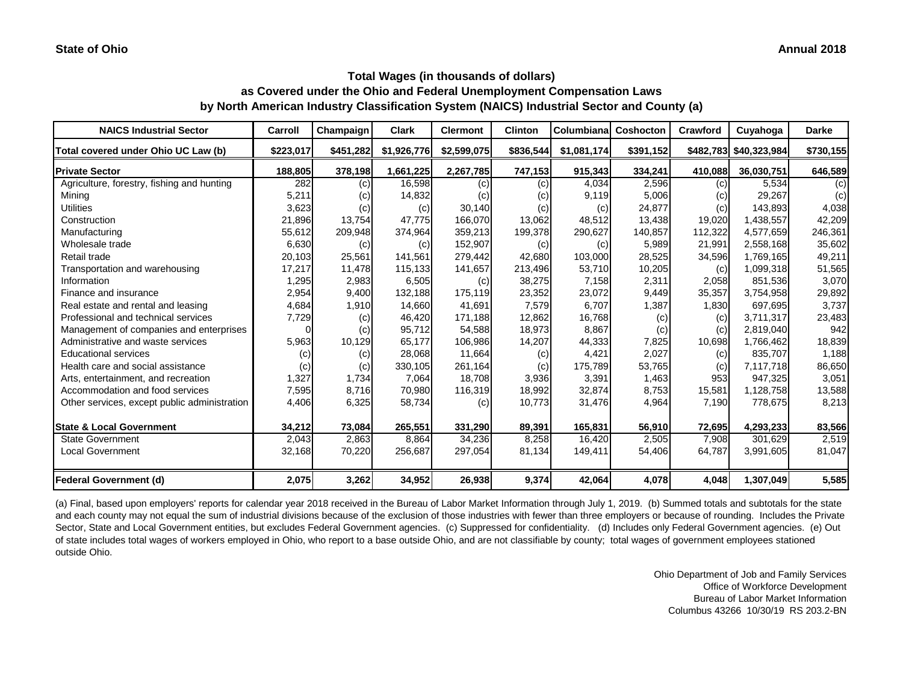**State of Ohio** **Annual 2018**

## Total Wages (in thousands of dollars)
## as Covered under the Ohio and Federal Unemployment Compensation Laws
## by North American Industry Classification System (NAICS) Industrial Sector and County (a)

| NAICS Industrial Sector | Carroll | Champaign | Clark | Clermont | Clinton | Columbiana | Coshocton | Crawford | Cuyahoga | Darke |
|---|---|---|---|---|---|---|---|---|---|---|
| Total covered under Ohio UC Law (b) | $223,017 | $451,282 | $1,926,776 | $2,599,075 | $836,544 | $1,081,174 | $391,152 | $482,783 | $40,323,984 | $730,155 |
| **Private Sector** | **188,805** | **378,198** | **1,661,225** | **2,267,785** | **747,153** | **915,343** | **334,241** | **410,088** | **36,030,751** | **646,589** |
| Agriculture, forestry, fishing and hunting | 282 | (c) | 16,598 | (c) | (c) | 4,034 | 2,596 | (c) | 5,534 | (c) |
| Mining | 5,211 | (c) | 14,832 | (c) | (c) | 9,119 | 5,006 | (c) | 29,267 | (c) |
| Utilities | 3,623 | (c) | (c) | 30,140 | (c) | (c) | 24,877 | (c) | 143,893 | 4,038 |
| Construction | 21,896 | 13,754 | 47,775 | 166,070 | 13,062 | 48,512 | 13,438 | 19,020 | 1,438,557 | 42,209 |
| Manufacturing | 55,612 | 209,948 | 374,964 | 359,213 | 199,378 | 290,627 | 140,857 | 112,322 | 4,577,659 | 246,361 |
| Wholesale trade | 6,630 | (c) | (c) | 152,907 | (c) | (c) | 5,989 | 21,991 | 2,558,168 | 35,602 |
| Retail trade | 20,103 | 25,561 | 141,561 | 279,442 | 42,680 | 103,000 | 28,525 | 34,596 | 1,769,165 | 49,211 |
| Transportation and warehousing | 17,217 | 11,478 | 115,133 | 141,657 | 213,496 | 53,710 | 10,205 | (c) | 1,099,318 | 51,565 |
| Information | 1,295 | 2,983 | 6,505 | (c) | 38,275 | 7,158 | 2,311 | 2,058 | 851,536 | 3,070 |
| Finance and insurance | 2,954 | 9,400 | 132,188 | 175,119 | 23,352 | 23,072 | 9,449 | 35,357 | 3,754,958 | 29,892 |
| Real estate and rental and leasing | 4,684 | 1,910 | 14,660 | 41,691 | 7,579 | 6,707 | 1,387 | 1,830 | 697,695 | 3,737 |
| Professional and technical services | 7,729 | (c) | 46,420 | 171,188 | 12,862 | 16,768 | (c) | (c) | 3,711,317 | 23,483 |
| Management of companies and enterprises | 0 | (c) | 95,712 | 54,588 | 18,973 | 8,867 | (c) | (c) | 2,819,040 | 942 |
| Administrative and waste services | 5,963 | 10,129 | 65,177 | 106,986 | 14,207 | 44,333 | 7,825 | 10,698 | 1,766,462 | 18,839 |
| Educational services | (c) | (c) | 28,068 | 11,664 | (c) | 4,421 | 2,027 | (c) | 835,707 | 1,188 |
| Health care and social assistance | (c) | (c) | 330,105 | 261,164 | (c) | 175,789 | 53,765 | (c) | 7,117,718 | 86,650 |
| Arts, entertainment, and recreation | 1,327 | 1,734 | 7,064 | 18,708 | 3,936 | 3,391 | 1,463 | 953 | 947,325 | 3,051 |
| Accommodation and food services | 7,595 | 8,716 | 70,980 | 116,319 | 18,992 | 32,874 | 8,753 | 15,581 | 1,128,758 | 13,588 |
| Other services, except public administration | 4,406 | 6,325 | 58,734 | (c) | 10,773 | 31,476 | 4,964 | 7,190 | 778,675 | 8,213 |
| **State & Local Government** | **34,212** | **73,084** | **265,551** | **331,290** | **89,391** | **165,831** | **56,910** | **72,695** | **4,293,233** | **83,566** |
| State Government | 2,043 | 2,863 | 8,864 | 34,236 | 8,258 | 16,420 | 2,505 | 7,908 | 301,629 | 2,519 |
| Local Government | 32,168 | 70,220 | 256,687 | 297,054 | 81,134 | 149,411 | 54,406 | 64,787 | 3,991,605 | 81,047 |
| **Federal Government (d)** | **2,075** | **3,262** | **34,952** | **26,938** | **9,374** | **42,064** | **4,078** | **4,048** | **1,307,049** | **5,585** |

(a) Final, based upon employers' reports for calendar year 2018 received in the Bureau of Labor Market Information through July 1, 2019. (b) Summed totals and subtotals for the state and each county may not equal the sum of industrial divisions because of the exclusion of those industries with fewer than three employers or because of rounding. Includes the Private Sector, State and Local Government entities, but excludes Federal Government agencies. (c) Suppressed for confidentiality. (d) Includes only Federal Government agencies. (e) Out of state includes total wages of workers employed in Ohio, who report to a base outside Ohio, and are not classifiable by county; total wages of government employees stationed outside Ohio.

Ohio Department of Job and Family Services
Office of Workforce Development
Bureau of Labor Market Information
Columbus 43266 10/30/19 RS 203.2-BN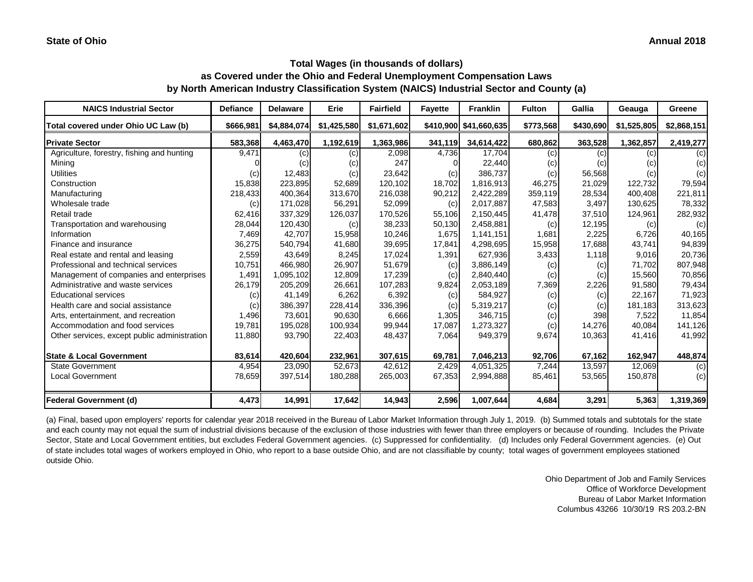State of Ohio — Annual 2018

## Total Wages (in thousands of dollars) as Covered under the Ohio and Federal Unemployment Compensation Laws by North American Industry Classification System (NAICS) Industrial Sector and County (a)

| NAICS Industrial Sector | Defiance | Delaware | Erie | Fairfield | Fayette | Franklin | Fulton | Gallia | Geauga | Greene |
|---|---|---|---|---|---|---|---|---|---|---|
| Total covered under Ohio UC Law (b) | $666,981 | $4,884,074 | $1,425,580 | $1,671,602 | $410,900 | $41,660,635 | $773,568 | $430,690 | $1,525,805 | $2,868,151 |
| **Private Sector** | 583,368 | 4,463,470 | 1,192,619 | 1,363,986 | 341,119 | 34,614,422 | 680,862 | 363,528 | 1,362,857 | 2,419,277 |
| Agriculture, forestry, fishing and hunting | 9,471 | (c) | (c) | 2,098 | 4,736 | 17,704 | (c) | (c) | (c) | (c) |
| Mining | 0 | (c) | (c) | 247 | 0 | 22,440 | (c) | (c) | (c) | (c) |
| Utilities | (c) | 12,483 | (c) | 23,642 | (c) | 386,737 | (c) | 56,568 | (c) | (c) |
| Construction | 15,838 | 223,895 | 52,689 | 120,102 | 18,702 | 1,816,913 | 46,275 | 21,029 | 122,732 | 79,594 |
| Manufacturing | 218,433 | 400,364 | 313,670 | 216,038 | 90,212 | 2,422,289 | 359,119 | 28,534 | 400,408 | 221,811 |
| Wholesale trade | (c) | 171,028 | 56,291 | 52,099 | (c) | 2,017,887 | 47,583 | 3,497 | 130,625 | 78,332 |
| Retail trade | 62,416 | 337,329 | 126,037 | 170,526 | 55,106 | 2,150,445 | 41,478 | 37,510 | 124,961 | 282,932 |
| Transportation and warehousing | 28,044 | 120,430 | (c) | 38,233 | 50,130 | 2,458,881 | (c) | 12,195 | (c) | (c) |
| Information | 7,469 | 42,707 | 15,958 | 10,246 | 1,675 | 1,141,151 | 1,681 | 2,225 | 6,726 | 40,165 |
| Finance and insurance | 36,275 | 540,794 | 41,680 | 39,695 | 17,841 | 4,298,695 | 15,958 | 17,688 | 43,741 | 94,839 |
| Real estate and rental and leasing | 2,559 | 43,649 | 8,245 | 17,024 | 1,391 | 627,936 | 3,433 | 1,118 | 9,016 | 20,736 |
| Professional and technical services | 10,751 | 466,980 | 26,907 | 51,679 | (c) | 3,886,149 | (c) | (c) | 71,702 | 807,948 |
| Management of companies and enterprises | 1,491 | 1,095,102 | 12,809 | 17,239 | (c) | 2,840,440 | (c) | (c) | 15,560 | 70,856 |
| Administrative and waste services | 26,179 | 205,209 | 26,661 | 107,283 | 9,824 | 2,053,189 | 7,369 | 2,226 | 91,580 | 79,434 |
| Educational services | (c) | 41,149 | 6,262 | 6,392 | (c) | 584,927 | (c) | (c) | 22,167 | 71,923 |
| Health care and social assistance | (c) | 386,397 | 228,414 | 336,396 | (c) | 5,319,217 | (c) | (c) | 181,183 | 313,623 |
| Arts, entertainment, and recreation | 1,496 | 73,601 | 90,630 | 6,666 | 1,305 | 346,715 | (c) | 398 | 7,522 | 11,854 |
| Accommodation and food services | 19,781 | 195,028 | 100,934 | 99,944 | 17,087 | 1,273,327 | (c) | 14,276 | 40,084 | 141,126 |
| Other services, except public administration | 11,880 | 93,790 | 22,403 | 48,437 | 7,064 | 949,379 | 9,674 | 10,363 | 41,416 | 41,992 |
| **State & Local Government** | 83,614 | 420,604 | 232,961 | 307,615 | 69,781 | 7,046,213 | 92,706 | 67,162 | 162,947 | 448,874 |
| State Government | 4,954 | 23,090 | 52,673 | 42,612 | 2,429 | 4,051,325 | 7,244 | 13,597 | 12,069 | (c) |
| Local Government | 78,659 | 397,514 | 180,288 | 265,003 | 67,353 | 2,994,888 | 85,461 | 53,565 | 150,878 | (c) |
| **Federal Government (d)** | 4,473 | 14,991 | 17,642 | 14,943 | 2,596 | 1,007,644 | 4,684 | 3,291 | 5,363 | 1,319,369 |

(a) Final, based upon employers' reports for calendar year 2018 received in the Bureau of Labor Market Information through July 1, 2019. (b) Summed totals and subtotals for the state and each county may not equal the sum of industrial divisions because of the exclusion of those industries with fewer than three employers or because of rounding. Includes the Private Sector, State and Local Government entities, but excludes Federal Government agencies. (c) Suppressed for confidentiality. (d) Includes only Federal Government agencies. (e) Out of state includes total wages of workers employed in Ohio, who report to a base outside Ohio, and are not classifiable by county; total wages of government employees stationed outside Ohio.

Ohio Department of Job and Family Services
Office of Workforce Development
Bureau of Labor Market Information
Columbus 43266 10/30/19 RS 203.2-BN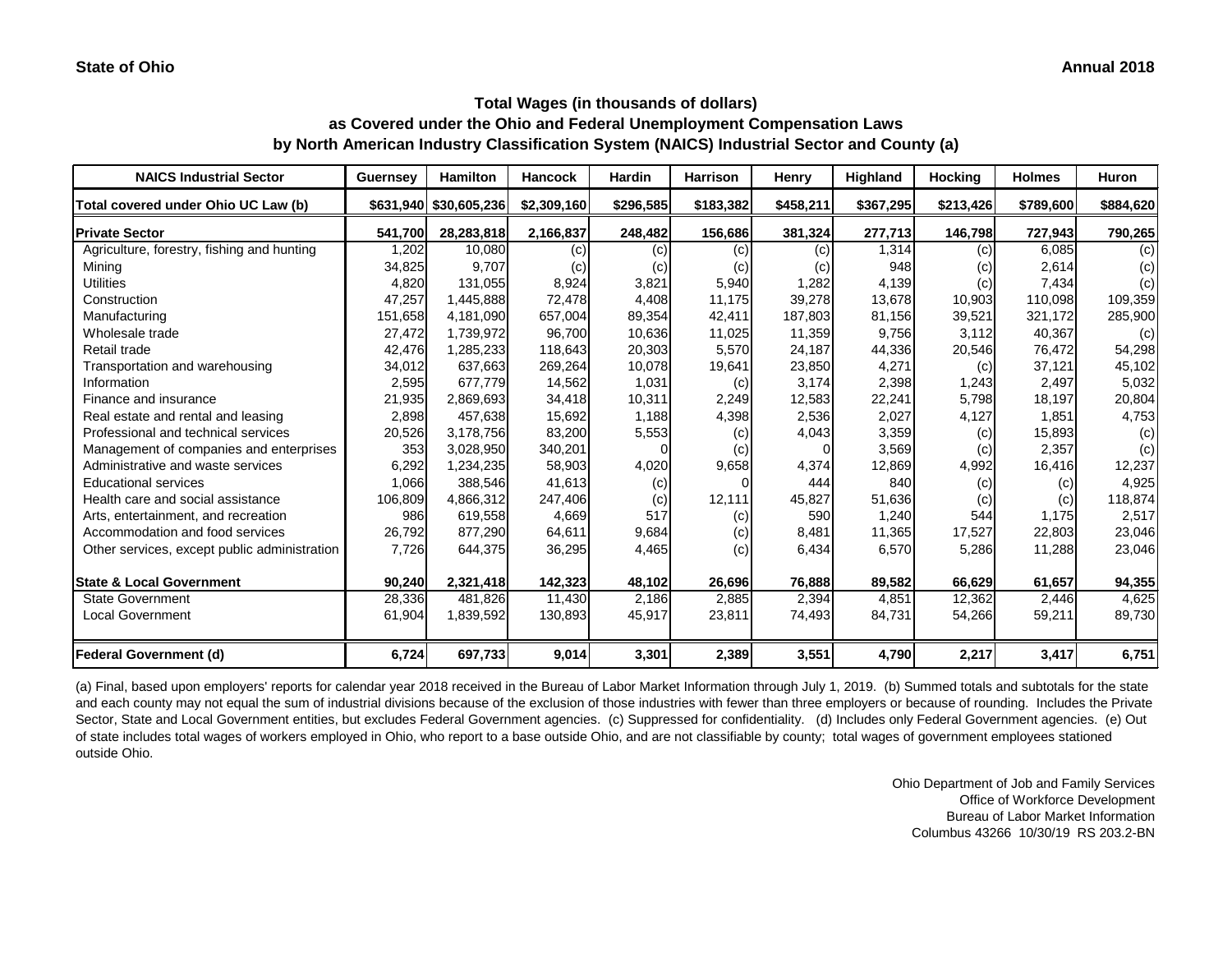State of Ohio | Annual 2018

## Total Wages (in thousands of dollars)
## as Covered under the Ohio and Federal Unemployment Compensation Laws
## by North American Industry Classification System (NAICS) Industrial Sector and County (a)

| NAICS Industrial Sector | Guernsey | Hamilton | Hancock | Hardin | Harrison | Henry | Highland | Hocking | Holmes | Huron |
|---|---|---|---|---|---|---|---|---|---|---|
| Total covered under Ohio UC Law (b) | $631,940 | $30,605,236 | $2,309,160 | $296,585 | $183,382 | $458,211 | $367,295 | $213,426 | $789,600 | $884,620 |
| **Private Sector** | **541,700** | **28,283,818** | **2,166,837** | **248,482** | **156,686** | **381,324** | **277,713** | **146,798** | **727,943** | **790,265** |
| Agriculture, forestry, fishing and hunting | 1,202 | 10,080 | (c) | (c) | (c) | (c) | 1,314 | (c) | 6,085 | (c) |
| Mining | 34,825 | 9,707 | (c) | (c) | (c) | (c) | 948 | (c) | 2,614 | (c) |
| Utilities | 4,820 | 131,055 | 8,924 | 3,821 | 5,940 | 1,282 | 4,139 | (c) | 7,434 | (c) |
| Construction | 47,257 | 1,445,888 | 72,478 | 4,408 | 11,175 | 39,278 | 13,678 | 10,903 | 110,098 | 109,359 |
| Manufacturing | 151,658 | 4,181,090 | 657,004 | 89,354 | 42,411 | 187,803 | 81,156 | 39,521 | 321,172 | 285,900 |
| Wholesale trade | 27,472 | 1,739,972 | 96,700 | 10,636 | 11,025 | 11,359 | 9,756 | 3,112 | 40,367 | (c) |
| Retail trade | 42,476 | 1,285,233 | 118,643 | 20,303 | 5,570 | 24,187 | 44,336 | 20,546 | 76,472 | 54,298 |
| Transportation and warehousing | 34,012 | 637,663 | 269,264 | 10,078 | 19,641 | 23,850 | 4,271 | (c) | 37,121 | 45,102 |
| Information | 2,595 | 677,779 | 14,562 | 1,031 | (c) | 3,174 | 2,398 | 1,243 | 2,497 | 5,032 |
| Finance and insurance | 21,935 | 2,869,693 | 34,418 | 10,311 | 2,249 | 12,583 | 22,241 | 5,798 | 18,197 | 20,804 |
| Real estate and rental and leasing | 2,898 | 457,638 | 15,692 | 1,188 | 4,398 | 2,536 | 2,027 | 4,127 | 1,851 | 4,753 |
| Professional and technical services | 20,526 | 3,178,756 | 83,200 | 5,553 | (c) | 4,043 | 3,359 | (c) | 15,893 | (c) |
| Management of companies and enterprises | 353 | 3,028,950 | 340,201 | 0 | (c) | 0 | 3,569 | (c) | 2,357 | (c) |
| Administrative and waste services | 6,292 | 1,234,235 | 58,903 | 4,020 | 9,658 | 4,374 | 12,869 | 4,992 | 16,416 | 12,237 |
| Educational services | 1,066 | 388,546 | 41,613 | (c) | 0 | 444 | 840 | (c) | (c) | 4,925 |
| Health care and social assistance | 106,809 | 4,866,312 | 247,406 | (c) | 12,111 | 45,827 | 51,636 | (c) | (c) | 118,874 |
| Arts, entertainment, and recreation | 986 | 619,558 | 4,669 | 517 | (c) | 590 | 1,240 | 544 | 1,175 | 2,517 |
| Accommodation and food services | 26,792 | 877,290 | 64,611 | 9,684 | (c) | 8,481 | 11,365 | 17,527 | 22,803 | 23,046 |
| Other services, except public administration | 7,726 | 644,375 | 36,295 | 4,465 | (c) | 6,434 | 6,570 | 5,286 | 11,288 | 23,046 |
| **State & Local Government** | **90,240** | **2,321,418** | **142,323** | **48,102** | **26,696** | **76,888** | **89,582** | **66,629** | **61,657** | **94,355** |
| State Government | 28,336 | 481,826 | 11,430 | 2,186 | 2,885 | 2,394 | 4,851 | 12,362 | 2,446 | 4,625 |
| Local Government | 61,904 | 1,839,592 | 130,893 | 45,917 | 23,811 | 74,493 | 84,731 | 54,266 | 59,211 | 89,730 |
| **Federal Government (d)** | **6,724** | **697,733** | **9,014** | **3,301** | **2,389** | **3,551** | **4,790** | **2,217** | **3,417** | **6,751** |

(a) Final, based upon employers' reports for calendar year 2018 received in the Bureau of Labor Market Information through July 1, 2019. (b) Summed totals and subtotals for the state and each county may not equal the sum of industrial divisions because of the exclusion of those industries with fewer than three employers or because of rounding. Includes the Private Sector, State and Local Government entities, but excludes Federal Government agencies. (c) Suppressed for confidentiality. (d) Includes only Federal Government agencies. (e) Out of state includes total wages of workers employed in Ohio, who report to a base outside Ohio, and are not classifiable by county; total wages of government employees stationed outside Ohio.

Ohio Department of Job and Family Services
Office of Workforce Development
Bureau of Labor Market Information
Columbus 43266 10/30/19 RS 203.2-BN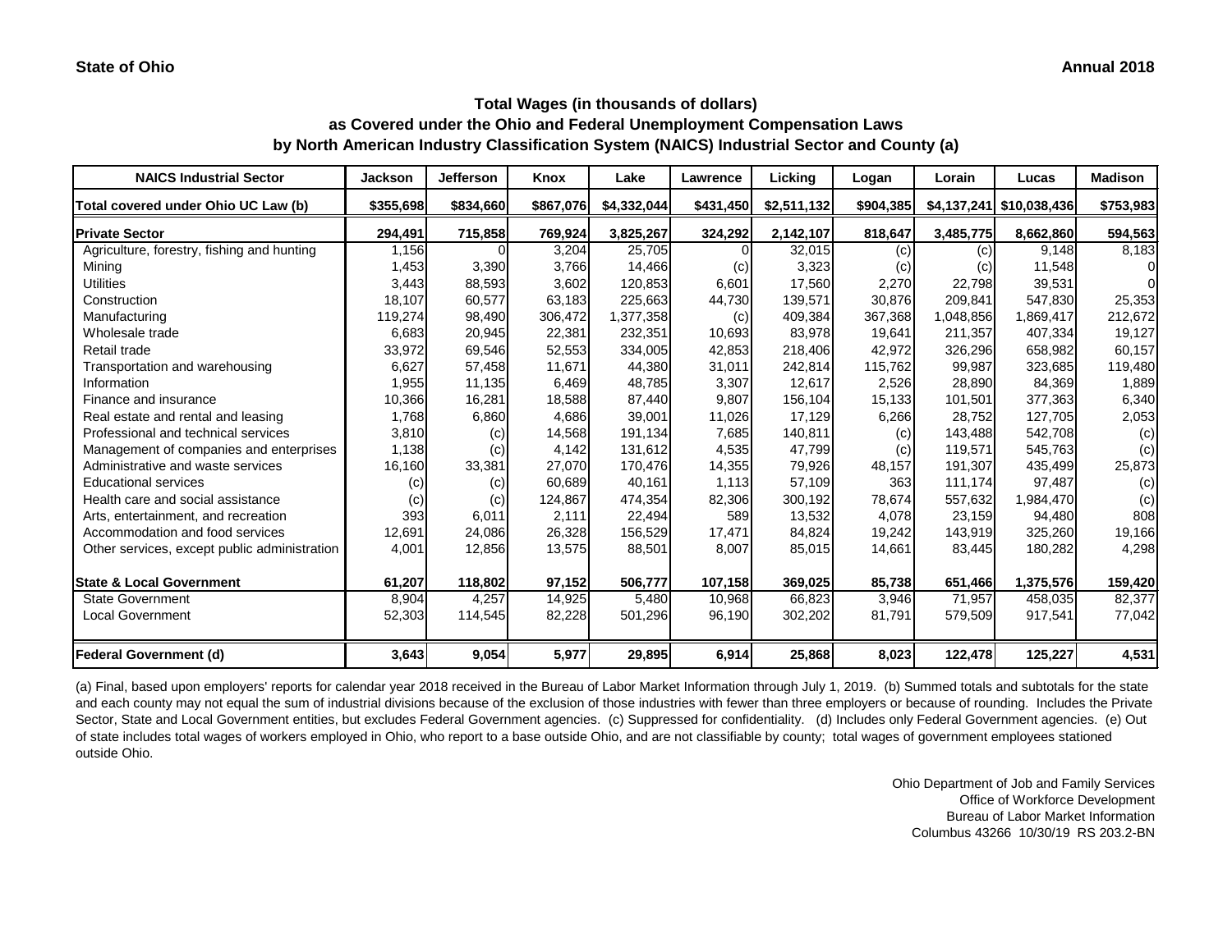**State of Ohio** **Annual 2018**

# Total Wages (in thousands of dollars)
## as Covered under the Ohio and Federal Unemployment Compensation Laws
## by North American Industry Classification System (NAICS) Industrial Sector and County (a)

| NAICS Industrial Sector | Jackson | Jefferson | Knox | Lake | Lawrence | Licking | Logan | Lorain | Lucas | Madison |
|---|---|---|---|---|---|---|---|---|---|---|
| Total covered under Ohio UC Law (b) | $355,698 | $834,660 | $867,076 | $4,332,044 | $431,450 | $2,511,132 | $904,385 | $4,137,241 | $10,038,436 | $753,983 |
| **Private Sector** | 294,491 | 715,858 | 769,924 | 3,825,267 | 324,292 | 2,142,107 | 818,647 | 3,485,775 | 8,662,860 | 594,563 |
| Agriculture, forestry, fishing and hunting | 1,156 | 0 | 3,204 | 25,705 | 0 | 32,015 | (c) | (c) | 9,148 | 8,183 |
| Mining | 1,453 | 3,390 | 3,766 | 14,466 | (c) | 3,323 | (c) | (c) | 11,548 | 0 |
| Utilities | 3,443 | 88,593 | 3,602 | 120,853 | 6,601 | 17,560 | 2,270 | 22,798 | 39,531 | 0 |
| Construction | 18,107 | 60,577 | 63,183 | 225,663 | 44,730 | 139,571 | 30,876 | 209,841 | 547,830 | 25,353 |
| Manufacturing | 119,274 | 98,490 | 306,472 | 1,377,358 | (c) | 409,384 | 367,368 | 1,048,856 | 1,869,417 | 212,672 |
| Wholesale trade | 6,683 | 20,945 | 22,381 | 232,351 | 10,693 | 83,978 | 19,641 | 211,357 | 407,334 | 19,127 |
| Retail trade | 33,972 | 69,546 | 52,553 | 334,005 | 42,853 | 218,406 | 42,972 | 326,296 | 658,982 | 60,157 |
| Transportation and warehousing | 6,627 | 57,458 | 11,671 | 44,380 | 31,011 | 242,814 | 115,762 | 99,987 | 323,685 | 119,480 |
| Information | 1,955 | 11,135 | 6,469 | 48,785 | 3,307 | 12,617 | 2,526 | 28,890 | 84,369 | 1,889 |
| Finance and insurance | 10,366 | 16,281 | 18,588 | 87,440 | 9,807 | 156,104 | 15,133 | 101,501 | 377,363 | 6,340 |
| Real estate and rental and leasing | 1,768 | 6,860 | 4,686 | 39,001 | 11,026 | 17,129 | 6,266 | 28,752 | 127,705 | 2,053 |
| Professional and technical services | 3,810 | (c) | 14,568 | 191,134 | 7,685 | 140,811 | (c) | 143,488 | 542,708 | (c) |
| Management of companies and enterprises | 1,138 | (c) | 4,142 | 131,612 | 4,535 | 47,799 | (c) | 119,571 | 545,763 | (c) |
| Administrative and waste services | 16,160 | 33,381 | 27,070 | 170,476 | 14,355 | 79,926 | 48,157 | 191,307 | 435,499 | 25,873 |
| Educational services | (c) | (c) | 60,689 | 40,161 | 1,113 | 57,109 | 363 | 111,174 | 97,487 | (c) |
| Health care and social assistance | (c) | (c) | 124,867 | 474,354 | 82,306 | 300,192 | 78,674 | 557,632 | 1,984,470 | (c) |
| Arts, entertainment, and recreation | 393 | 6,011 | 2,111 | 22,494 | 589 | 13,532 | 4,078 | 23,159 | 94,480 | 808 |
| Accommodation and food services | 12,691 | 24,086 | 26,328 | 156,529 | 17,471 | 84,824 | 19,242 | 143,919 | 325,260 | 19,166 |
| Other services, except public administration | 4,001 | 12,856 | 13,575 | 88,501 | 8,007 | 85,015 | 14,661 | 83,445 | 180,282 | 4,298 |
| **State & Local Government** | 61,207 | 118,802 | 97,152 | 506,777 | 107,158 | 369,025 | 85,738 | 651,466 | 1,375,576 | 159,420 |
| State Government | 8,904 | 4,257 | 14,925 | 5,480 | 10,968 | 66,823 | 3,946 | 71,957 | 458,035 | 82,377 |
| Local Government | 52,303 | 114,545 | 82,228 | 501,296 | 96,190 | 302,202 | 81,791 | 579,509 | 917,541 | 77,042 |
| **Federal Government (d)** | 3,643 | 9,054 | 5,977 | 29,895 | 6,914 | 25,868 | 8,023 | 122,478 | 125,227 | 4,531 |

(a) Final, based upon employers' reports for calendar year 2018 received in the Bureau of Labor Market Information through July 1, 2019. (b) Summed totals and subtotals for the state and each county may not equal the sum of industrial divisions because of the exclusion of those industries with fewer than three employers or because of rounding. Includes the Private Sector, State and Local Government entities, but excludes Federal Government agencies. (c) Suppressed for confidentiality. (d) Includes only Federal Government agencies. (e) Out of state includes total wages of workers employed in Ohio, who report to a base outside Ohio, and are not classifiable by county; total wages of government employees stationed outside Ohio.

Ohio Department of Job and Family Services
Office of Workforce Development
Bureau of Labor Market Information
Columbus 43266 10/30/19 RS 203.2-BN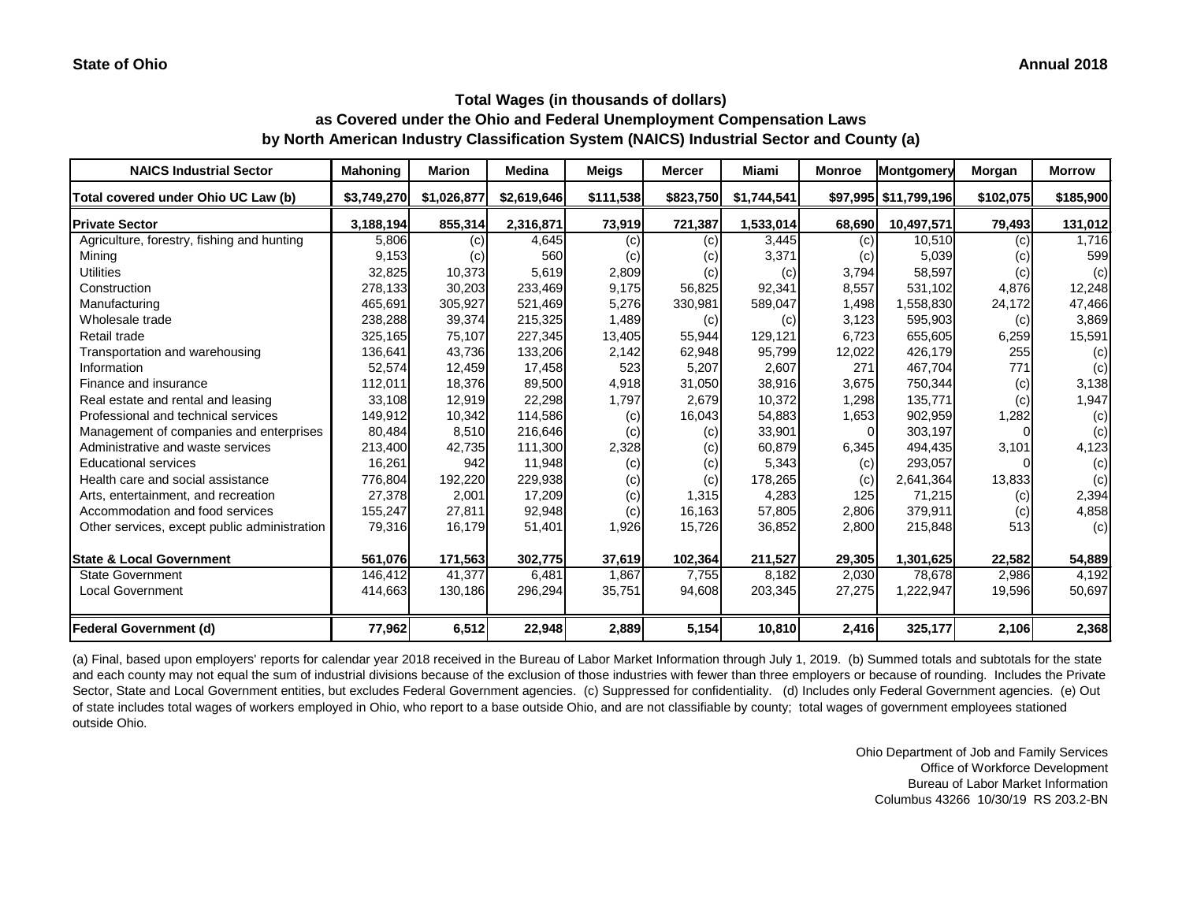**State of Ohio** **Annual 2018**

## Total Wages (in thousands of dollars)
## as Covered under the Ohio and Federal Unemployment Compensation Laws
## by North American Industry Classification System (NAICS) Industrial Sector and County (a)

| NAICS Industrial Sector | Mahoning | Marion | Medina | Meigs | Mercer | Miami | Monroe | Montgomery | Morgan | Morrow |
|---|---|---|---|---|---|---|---|---|---|---|
| Total covered under Ohio UC Law (b) | $3,749,270 | $1,026,877 | $2,619,646 | $111,538 | $823,750 | $1,744,541 | $97,995 | $11,799,196 | $102,075 | $185,900 |
| **Private Sector** | 3,188,194 | 855,314 | 2,316,871 | 73,919 | 721,387 | 1,533,014 | 68,690 | 10,497,571 | 79,493 | 131,012 |
| Agriculture, forestry, fishing and hunting | 5,806 | (c) | 4,645 | (c) | (c) | 3,445 | (c) | 10,510 | (c) | 1,716 |
| Mining | 9,153 | (c) | 560 | (c) | (c) | 3,371 | (c) | 5,039 | (c) | 599 |
| Utilities | 32,825 | 10,373 | 5,619 | 2,809 | (c) | (c) | 3,794 | 58,597 | (c) | (c) |
| Construction | 278,133 | 30,203 | 233,469 | 9,175 | 56,825 | 92,341 | 8,557 | 531,102 | 4,876 | 12,248 |
| Manufacturing | 465,691 | 305,927 | 521,469 | 5,276 | 330,981 | 589,047 | 1,498 | 1,558,830 | 24,172 | 47,466 |
| Wholesale trade | 238,288 | 39,374 | 215,325 | 1,489 | (c) | (c) | 3,123 | 595,903 | (c) | 3,869 |
| Retail trade | 325,165 | 75,107 | 227,345 | 13,405 | 55,944 | 129,121 | 6,723 | 655,605 | 6,259 | 15,591 |
| Transportation and warehousing | 136,641 | 43,736 | 133,206 | 2,142 | 62,948 | 95,799 | 12,022 | 426,179 | 255 | (c) |
| Information | 52,574 | 12,459 | 17,458 | 523 | 5,207 | 2,607 | 271 | 467,704 | 771 | (c) |
| Finance and insurance | 112,011 | 18,376 | 89,500 | 4,918 | 31,050 | 38,916 | 3,675 | 750,344 | (c) | 3,138 |
| Real estate and rental and leasing | 33,108 | 12,919 | 22,298 | 1,797 | 2,679 | 10,372 | 1,298 | 135,771 | (c) | 1,947 |
| Professional and technical services | 149,912 | 10,342 | 114,586 | (c) | 16,043 | 54,883 | 1,653 | 902,959 | 1,282 | (c) |
| Management of companies and enterprises | 80,484 | 8,510 | 216,646 | (c) | (c) | 33,901 | 0 | 303,197 | 0 | (c) |
| Administrative and waste services | 213,400 | 42,735 | 111,300 | 2,328 | (c) | 60,879 | 6,345 | 494,435 | 3,101 | 4,123 |
| Educational services | 16,261 | 942 | 11,948 | (c) | (c) | 5,343 | (c) | 293,057 | 0 | (c) |
| Health care and social assistance | 776,804 | 192,220 | 229,938 | (c) | (c) | 178,265 | (c) | 2,641,364 | 13,833 | (c) |
| Arts, entertainment, and recreation | 27,378 | 2,001 | 17,209 | (c) | 1,315 | 4,283 | 125 | 71,215 | (c) | 2,394 |
| Accommodation and food services | 155,247 | 27,811 | 92,948 | (c) | 16,163 | 57,805 | 2,806 | 379,911 | (c) | 4,858 |
| Other services, except public administration | 79,316 | 16,179 | 51,401 | 1,926 | 15,726 | 36,852 | 2,800 | 215,848 | 513 | (c) |
| **State & Local Government** | 561,076 | 171,563 | 302,775 | 37,619 | 102,364 | 211,527 | 29,305 | 1,301,625 | 22,582 | 54,889 |
| State Government | 146,412 | 41,377 | 6,481 | 1,867 | 7,755 | 8,182 | 2,030 | 78,678 | 2,986 | 4,192 |
| Local Government | 414,663 | 130,186 | 296,294 | 35,751 | 94,608 | 203,345 | 27,275 | 1,222,947 | 19,596 | 50,697 |
| **Federal Government (d)** | 77,962 | 6,512 | 22,948 | 2,889 | 5,154 | 10,810 | 2,416 | 325,177 | 2,106 | 2,368 |

(a) Final, based upon employers' reports for calendar year 2018 received in the Bureau of Labor Market Information through July 1, 2019. (b) Summed totals and subtotals for the state and each county may not equal the sum of industrial divisions because of the exclusion of those industries with fewer than three employers or because of rounding. Includes the Private Sector, State and Local Government entities, but excludes Federal Government agencies. (c) Suppressed for confidentiality. (d) Includes only Federal Government agencies. (e) Out of state includes total wages of workers employed in Ohio, who report to a base outside Ohio, and are not classifiable by county; total wages of government employees stationed outside Ohio.

Ohio Department of Job and Family Services
Office of Workforce Development
Bureau of Labor Market Information
Columbus 43266 10/30/19 RS 203.2-BN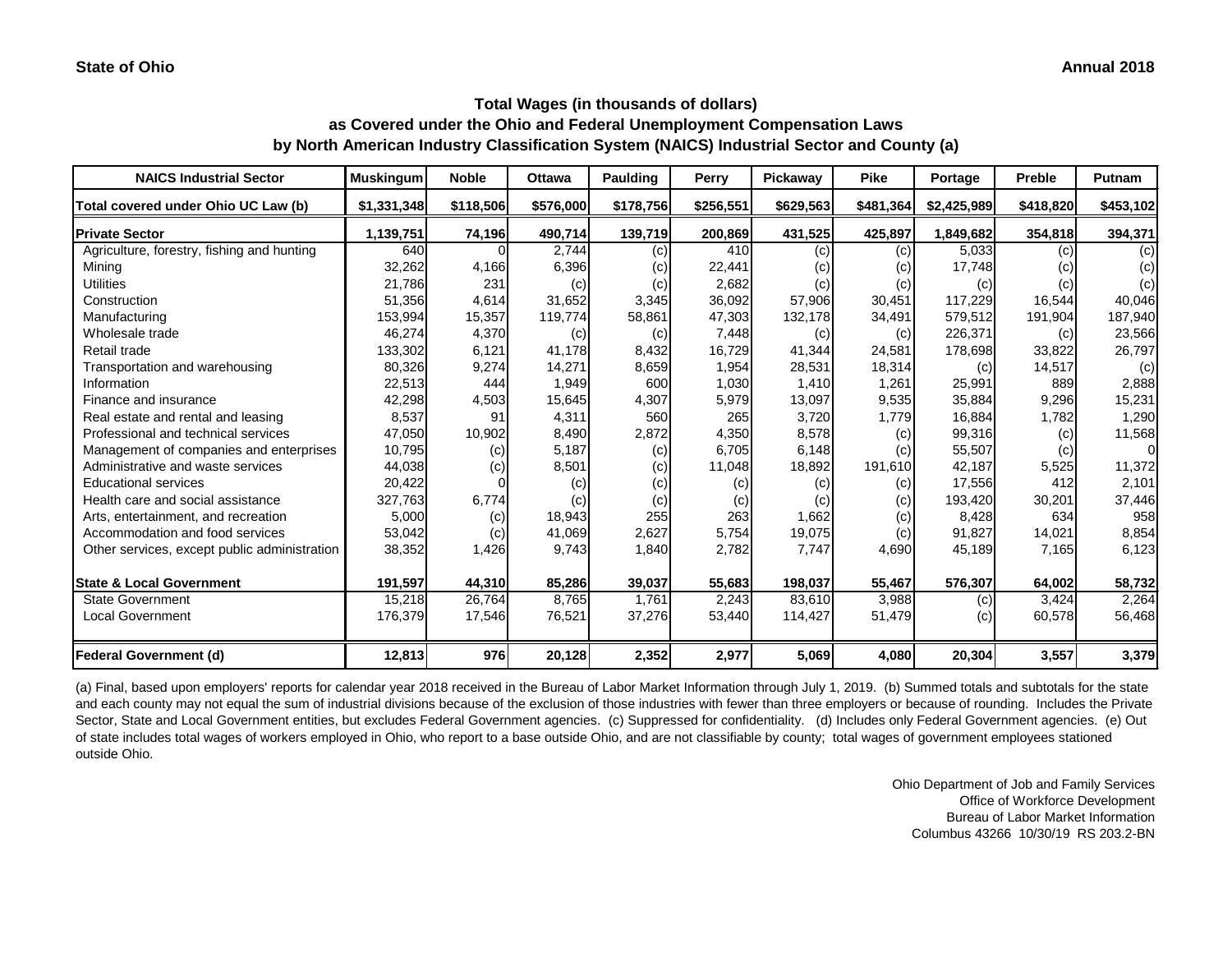**State of Ohio** **Annual 2018**

### Total Wages (in thousands of dollars)
### as Covered under the Ohio and Federal Unemployment Compensation Laws
### by North American Industry Classification System (NAICS) Industrial Sector and County (a)

| NAICS Industrial Sector | Muskingum | Noble | Ottawa | Paulding | Perry | Pickaway | Pike | Portage | Preble | Putnam |
|---|---|---|---|---|---|---|---|---|---|---|
| Total covered under Ohio UC Law (b) | $1,331,348 | $118,506 | $576,000 | $178,756 | $256,551 | $629,563 | $481,364 | $2,425,989 | $418,820 | $453,102 |
| **Private Sector** | 1,139,751 | 74,196 | 490,714 | 139,719 | 200,869 | 431,525 | 425,897 | 1,849,682 | 354,818 | 394,371 |
| Agriculture, forestry, fishing and hunting | 640 | 0 | 2,744 | (c) | 410 | (c) | (c) | 5,033 | (c) | (c) |
| Mining | 32,262 | 4,166 | 6,396 | (c) | 22,441 | (c) | (c) | 17,748 | (c) | (c) |
| Utilities | 21,786 | 231 | (c) | (c) | 2,682 | (c) | (c) | (c) | (c) | (c) |
| Construction | 51,356 | 4,614 | 31,652 | 3,345 | 36,092 | 57,906 | 30,451 | 117,229 | 16,544 | 40,046 |
| Manufacturing | 153,994 | 15,357 | 119,774 | 58,861 | 47,303 | 132,178 | 34,491 | 579,512 | 191,904 | 187,940 |
| Wholesale trade | 46,274 | 4,370 | (c) | (c) | 7,448 | (c) | (c) | 226,371 | (c) | 23,566 |
| Retail trade | 133,302 | 6,121 | 41,178 | 8,432 | 16,729 | 41,344 | 24,581 | 178,698 | 33,822 | 26,797 |
| Transportation and warehousing | 80,326 | 9,274 | 14,271 | 8,659 | 1,954 | 28,531 | 18,314 | (c) | 14,517 | (c) |
| Information | 22,513 | 444 | 1,949 | 600 | 1,030 | 1,410 | 1,261 | 25,991 | 889 | 2,888 |
| Finance and insurance | 42,298 | 4,503 | 15,645 | 4,307 | 5,979 | 13,097 | 9,535 | 35,884 | 9,296 | 15,231 |
| Real estate and rental and leasing | 8,537 | 91 | 4,311 | 560 | 265 | 3,720 | 1,779 | 16,884 | 1,782 | 1,290 |
| Professional and technical services | 47,050 | 10,902 | 8,490 | 2,872 | 4,350 | 8,578 | (c) | 99,316 | (c) | 11,568 |
| Management of companies and enterprises | 10,795 | (c) | 5,187 | (c) | 6,705 | 6,148 | (c) | 55,507 | (c) | 0 |
| Administrative and waste services | 44,038 | (c) | 8,501 | (c) | 11,048 | 18,892 | 191,610 | 42,187 | 5,525 | 11,372 |
| Educational services | 20,422 | 0 | (c) | (c) | (c) | (c) | (c) | 17,556 | 412 | 2,101 |
| Health care and social assistance | 327,763 | 6,774 | (c) | (c) | (c) | (c) | (c) | 193,420 | 30,201 | 37,446 |
| Arts, entertainment, and recreation | 5,000 | (c) | 18,943 | 255 | 263 | 1,662 | (c) | 8,428 | 634 | 958 |
| Accommodation and food services | 53,042 | (c) | 41,069 | 2,627 | 5,754 | 19,075 | (c) | 91,827 | 14,021 | 8,854 |
| Other services, except public administration | 38,352 | 1,426 | 9,743 | 1,840 | 2,782 | 7,747 | 4,690 | 45,189 | 7,165 | 6,123 |
| **State & Local Government** | 191,597 | 44,310 | 85,286 | 39,037 | 55,683 | 198,037 | 55,467 | 576,307 | 64,002 | 58,732 |
| State Government | 15,218 | 26,764 | 8,765 | 1,761 | 2,243 | 83,610 | 3,988 | (c) | 3,424 | 2,264 |
| Local Government | 176,379 | 17,546 | 76,521 | 37,276 | 53,440 | 114,427 | 51,479 | (c) | 60,578 | 56,468 |
| **Federal Government (d)** | 12,813 | 976 | 20,128 | 2,352 | 2,977 | 5,069 | 4,080 | 20,304 | 3,557 | 3,379 |

(a) Final, based upon employers' reports for calendar year 2018 received in the Bureau of Labor Market Information through July 1, 2019. (b) Summed totals and subtotals for the state and each county may not equal the sum of industrial divisions because of the exclusion of those industries with fewer than three employers or because of rounding. Includes the Private Sector, State and Local Government entities, but excludes Federal Government agencies. (c) Suppressed for confidentiality. (d) Includes only Federal Government agencies. (e) Out of state includes total wages of workers employed in Ohio, who report to a base outside Ohio, and are not classifiable by county; total wages of government employees stationed outside Ohio.

Ohio Department of Job and Family Services
Office of Workforce Development
Bureau of Labor Market Information
Columbus 43266 10/30/19 RS 203.2-BN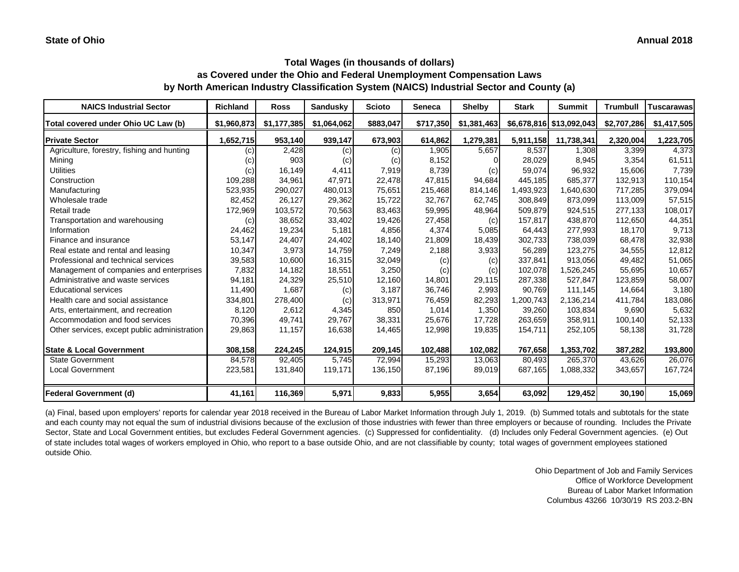**State of Ohio** **Annual 2018**

## Total Wages (in thousands of dollars)
## as Covered under the Ohio and Federal Unemployment Compensation Laws
## by North American Industry Classification System (NAICS) Industrial Sector and County (a)

| NAICS Industrial Sector | Richland | Ross | Sandusky | Scioto | Seneca | Shelby | Stark | Summit | Trumbull | Tuscarawas |
|---|---|---|---|---|---|---|---|---|---|---|
| Total covered under Ohio UC Law (b) | $1,960,873 | $1,177,385 | $1,064,062 | $883,047 | $717,350 | $1,381,463 | $6,678,816 | $13,092,043 | $2,707,286 | $1,417,505 |
| **Private Sector** | **1,652,715** | **953,140** | **939,147** | **673,903** | **614,862** | **1,279,381** | **5,911,158** | **11,738,341** | **2,320,004** | **1,223,705** |
| Agriculture, forestry, fishing and hunting | (c) | 2,428 | (c) | (c) | 1,905 | 5,657 | 8,537 | 1,308 | 3,399 | 4,373 |
| Mining | (c) | 903 | (c) | (c) | 8,152 | 0 | 28,029 | 8,945 | 3,354 | 61,511 |
| Utilities | (c) | 16,149 | 4,411 | 7,919 | 8,739 | (c) | 59,074 | 96,932 | 15,606 | 7,739 |
| Construction | 109,288 | 34,961 | 47,971 | 22,478 | 47,815 | 94,684 | 445,185 | 685,377 | 132,913 | 110,154 |
| Manufacturing | 523,935 | 290,027 | 480,013 | 75,651 | 215,468 | 814,146 | 1,493,923 | 1,640,630 | 717,285 | 379,094 |
| Wholesale trade | 82,452 | 26,127 | 29,362 | 15,722 | 32,767 | 62,745 | 308,849 | 873,099 | 113,009 | 57,515 |
| Retail trade | 172,969 | 103,572 | 70,563 | 83,463 | 59,995 | 48,964 | 509,879 | 924,515 | 277,133 | 108,017 |
| Transportation and warehousing | (c) | 38,652 | 33,402 | 19,426 | 27,458 | (c) | 157,817 | 438,870 | 112,650 | 44,351 |
| Information | 24,462 | 19,234 | 5,181 | 4,856 | 4,374 | 5,085 | 64,443 | 277,993 | 18,170 | 9,713 |
| Finance and insurance | 53,147 | 24,407 | 24,402 | 18,140 | 21,809 | 18,439 | 302,733 | 738,039 | 68,478 | 32,938 |
| Real estate and rental and leasing | 10,347 | 3,973 | 14,759 | 7,249 | 2,188 | 3,933 | 56,289 | 123,275 | 34,555 | 12,812 |
| Professional and technical services | 39,583 | 10,600 | 16,315 | 32,049 | (c) | (c) | 337,841 | 913,056 | 49,482 | 51,065 |
| Management of companies and enterprises | 7,832 | 14,182 | 18,551 | 3,250 | (c) | (c) | 102,078 | 1,526,245 | 55,695 | 10,657 |
| Administrative and waste services | 94,181 | 24,329 | 25,510 | 12,160 | 14,801 | 29,115 | 287,338 | 527,847 | 123,859 | 58,007 |
| Educational services | 11,490 | 1,687 | (c) | 3,187 | 36,746 | 2,993 | 90,769 | 111,145 | 14,664 | 3,180 |
| Health care and social assistance | 334,801 | 278,400 | (c) | 313,971 | 76,459 | 82,293 | 1,200,743 | 2,136,214 | 411,784 | 183,086 |
| Arts, entertainment, and recreation | 8,120 | 2,612 | 4,345 | 850 | 1,014 | 1,350 | 39,260 | 103,834 | 9,690 | 5,632 |
| Accommodation and food services | 70,396 | 49,741 | 29,767 | 38,331 | 25,676 | 17,728 | 263,659 | 358,911 | 100,140 | 52,133 |
| Other services, except public administration | 29,863 | 11,157 | 16,638 | 14,465 | 12,998 | 19,835 | 154,711 | 252,105 | 58,138 | 31,728 |
| **State & Local Government** | **308,158** | **224,245** | **124,915** | **209,145** | **102,488** | **102,082** | **767,658** | **1,353,702** | **387,282** | **193,800** |
| State Government | 84,578 | 92,405 | 5,745 | 72,994 | 15,293 | 13,063 | 80,493 | 265,370 | 43,626 | 26,076 |
| Local Government | 223,581 | 131,840 | 119,171 | 136,150 | 87,196 | 89,019 | 687,165 | 1,088,332 | 343,657 | 167,724 |
| **Federal Government (d)** | **41,161** | **116,369** | **5,971** | **9,833** | **5,955** | **3,654** | **63,092** | **129,452** | **30,190** | **15,069** |

(a) Final, based upon employers' reports for calendar year 2018 received in the Bureau of Labor Market Information through July 1, 2019. (b) Summed totals and subtotals for the state and each county may not equal the sum of industrial divisions because of the exclusion of those industries with fewer than three employers or because of rounding. Includes the Private Sector, State and Local Government entities, but excludes Federal Government agencies. (c) Suppressed for confidentiality. (d) Includes only Federal Government agencies. (e) Out of state includes total wages of workers employed in Ohio, who report to a base outside Ohio, and are not classifiable by county; total wages of government employees stationed outside Ohio.

Ohio Department of Job and Family Services
Office of Workforce Development
Bureau of Labor Market Information
Columbus 43266 10/30/19 RS 203.2-BN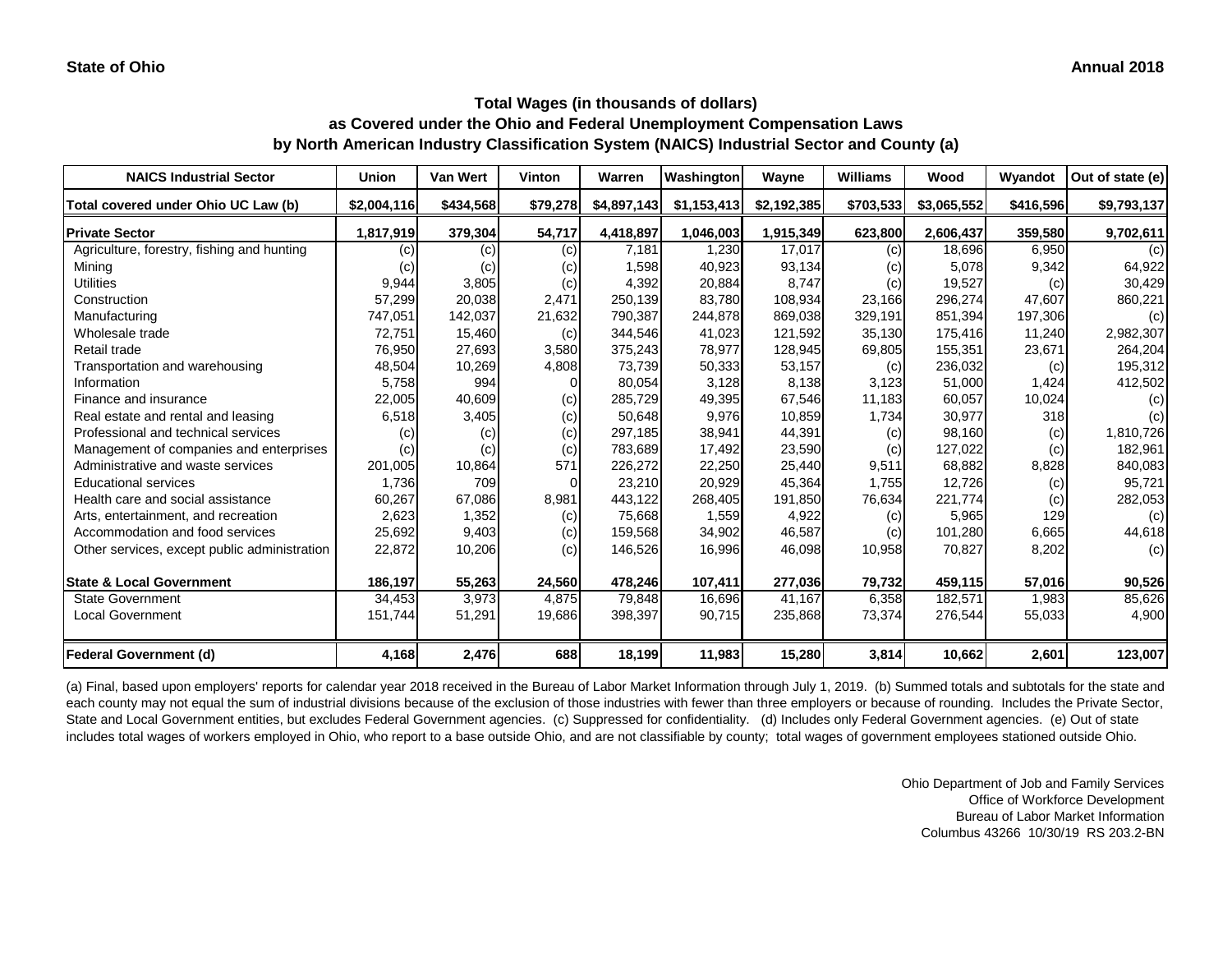**State of Ohio** **Annual 2018**

## Total Wages (in thousands of dollars)
## as Covered under the Ohio and Federal Unemployment Compensation Laws
## by North American Industry Classification System (NAICS) Industrial Sector and County (a)

| NAICS Industrial Sector | Union | Van Wert | Vinton | Warren | Washington | Wayne | Williams | Wood | Wyandot | Out of state (e) |
|---|---|---|---|---|---|---|---|---|---|---|
| Total covered under Ohio UC Law (b) | $2,004,116 | $434,568 | $79,278 | $4,897,143 | $1,153,413 | $2,192,385 | $703,533 | $3,065,552 | $416,596 | $9,793,137 |
| **Private Sector** | **1,817,919** | **379,304** | **54,717** | **4,418,897** | **1,046,003** | **1,915,349** | **623,800** | **2,606,437** | **359,580** | **9,702,611** |
| Agriculture, forestry, fishing and hunting | (c) | (c) | (c) | 7,181 | 1,230 | 17,017 | (c) | 18,696 | 6,950 | (c) |
| Mining | (c) | (c) | (c) | 1,598 | 40,923 | 93,134 | (c) | 5,078 | 9,342 | 64,922 |
| Utilities | 9,944 | 3,805 | (c) | 4,392 | 20,884 | 8,747 | (c) | 19,527 | (c) | 30,429 |
| Construction | 57,299 | 20,038 | 2,471 | 250,139 | 83,780 | 108,934 | 23,166 | 296,274 | 47,607 | 860,221 |
| Manufacturing | 747,051 | 142,037 | 21,632 | 790,387 | 244,878 | 869,038 | 329,191 | 851,394 | 197,306 | (c) |
| Wholesale trade | 72,751 | 15,460 | (c) | 344,546 | 41,023 | 121,592 | 35,130 | 175,416 | 11,240 | 2,982,307 |
| Retail trade | 76,950 | 27,693 | 3,580 | 375,243 | 78,977 | 128,945 | 69,805 | 155,351 | 23,671 | 264,204 |
| Transportation and warehousing | 48,504 | 10,269 | 4,808 | 73,739 | 50,333 | 53,157 | (c) | 236,032 | (c) | 195,312 |
| Information | 5,758 | 994 | 0 | 80,054 | 3,128 | 8,138 | 3,123 | 51,000 | 1,424 | 412,502 |
| Finance and insurance | 22,005 | 40,609 | (c) | 285,729 | 49,395 | 67,546 | 11,183 | 60,057 | 10,024 | (c) |
| Real estate and rental and leasing | 6,518 | 3,405 | (c) | 50,648 | 9,976 | 10,859 | 1,734 | 30,977 | 318 | (c) |
| Professional and technical services | (c) | (c) | (c) | 297,185 | 38,941 | 44,391 | (c) | 98,160 | (c) | 1,810,726 |
| Management of companies and enterprises | (c) | (c) | (c) | 783,689 | 17,492 | 23,590 | (c) | 127,022 | (c) | 182,961 |
| Administrative and waste services | 201,005 | 10,864 | 571 | 226,272 | 22,250 | 25,440 | 9,511 | 68,882 | 8,828 | 840,083 |
| Educational services | 1,736 | 709 | 0 | 23,210 | 20,929 | 45,364 | 1,755 | 12,726 | (c) | 95,721 |
| Health care and social assistance | 60,267 | 67,086 | 8,981 | 443,122 | 268,405 | 191,850 | 76,634 | 221,774 | (c) | 282,053 |
| Arts, entertainment, and recreation | 2,623 | 1,352 | (c) | 75,668 | 1,559 | 4,922 | (c) | 5,965 | 129 | (c) |
| Accommodation and food services | 25,692 | 9,403 | (c) | 159,568 | 34,902 | 46,587 | (c) | 101,280 | 6,665 | 44,618 |
| Other services, except public administration | 22,872 | 10,206 | (c) | 146,526 | 16,996 | 46,098 | 10,958 | 70,827 | 8,202 | (c) |
| **State & Local Government** | **186,197** | **55,263** | **24,560** | **478,246** | **107,411** | **277,036** | **79,732** | **459,115** | **57,016** | **90,526** |
| State Government | 34,453 | 3,973 | 4,875 | 79,848 | 16,696 | 41,167 | 6,358 | 182,571 | 1,983 | 85,626 |
| Local Government | 151,744 | 51,291 | 19,686 | 398,397 | 90,715 | 235,868 | 73,374 | 276,544 | 55,033 | 4,900 |
| **Federal Government (d)** | **4,168** | **2,476** | **688** | **18,199** | **11,983** | **15,280** | **3,814** | **10,662** | **2,601** | **123,007** |

(a) Final, based upon employers' reports for calendar year 2018 received in the Bureau of Labor Market Information through July 1, 2019. (b) Summed totals and subtotals for the state and each county may not equal the sum of industrial divisions because of the exclusion of those industries with fewer than three employers or because of rounding. Includes the Private Sector, State and Local Government entities, but excludes Federal Government agencies. (c) Suppressed for confidentiality. (d) Includes only Federal Government agencies. (e) Out of state includes total wages of workers employed in Ohio, who report to a base outside Ohio, and are not classifiable by county; total wages of government employees stationed outside Ohio.

Ohio Department of Job and Family Services
Office of Workforce Development
Bureau of Labor Market Information
Columbus 43266 10/30/19 RS 203.2-BN